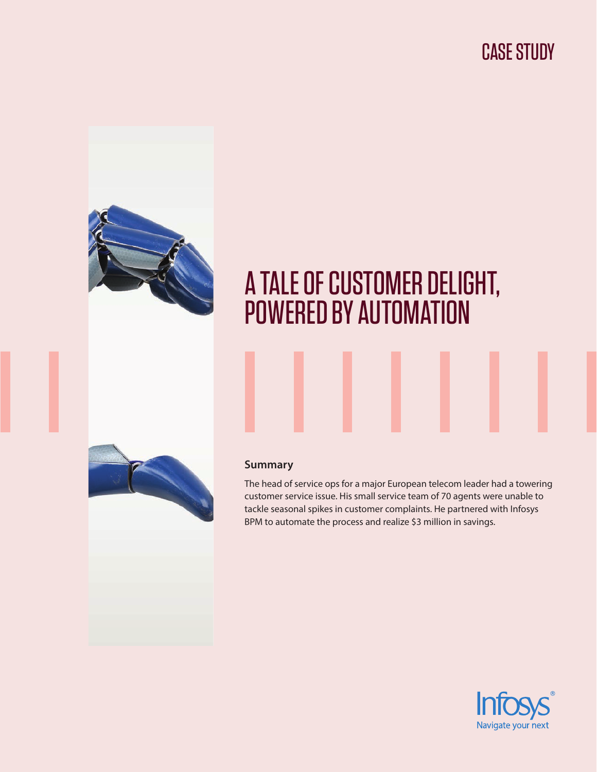CASE STUDY

# A TALE OF CUSTOMER DELIGHT, POWERED BY AUTOMATION

## Summary

The head of service ops for a major European telecom leader had a towering customer service issue. His small service team of 70 agents were unable to tackle seasonal spikes in customer complaints. He partnered with Infosys BPM to automate the process and realize $3 million in savings.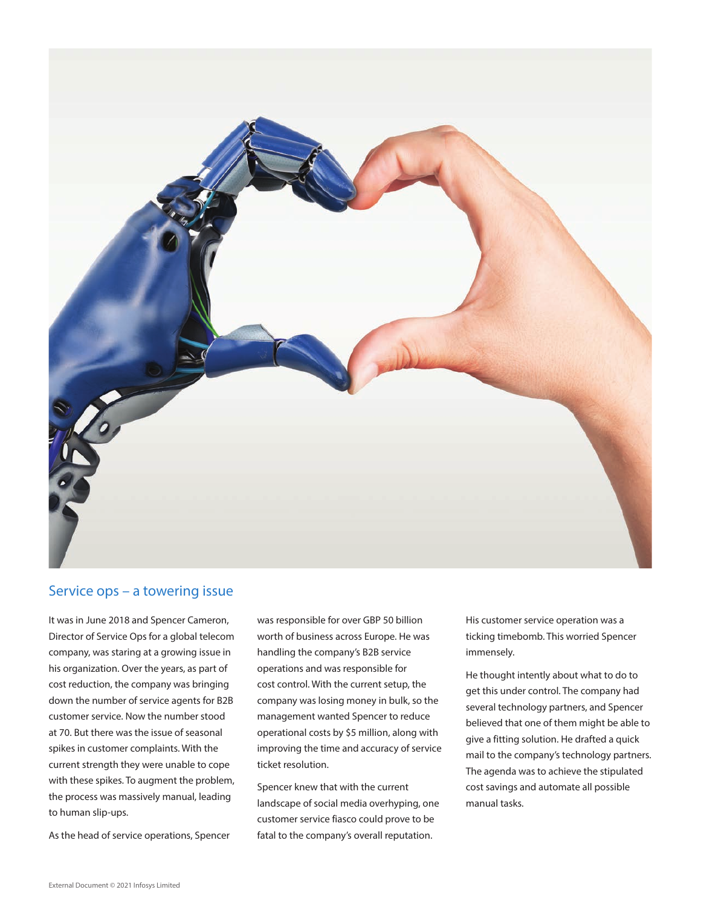## Service ops – a towering issue

It was in June 2018 and Spencer Cameron, Director of Service Ops for a global telecom company, was staring at a growing issue in his organization. Over the years, as part of cost reduction, the company was bringing down the number of service agents for B2B customer service. Now the number stood at 70. But there was the issue of seasonal spikes in customer complaints. With the current strength they were unable to cope with these spikes. To augment the problem, the process was massively manual, leading to human slip-ups.

As the head of service operations, Spencer was responsible for over GBP 50 billion worth of business across Europe. He was handling the company's B2B service operations and was responsible for cost control. With the current setup, the company was losing money in bulk, so the management wanted Spencer to reduce operational costs by $5 million, along with improving the time and accuracy of service ticket resolution.

Spencer knew that with the current landscape of social media overhyping, one customer service fiasco could prove to be fatal to the company's overall reputation. His customer service operation was a ticking timebomb. This worried Spencer immensely.

He thought intently about what to do to get this under control. The company had several technology partners, and Spencer believed that one of them might be able to give a fitting solution. He drafted a quick mail to the company's technology partners. The agenda was to achieve the stipulated cost savings and automate all possible manual tasks.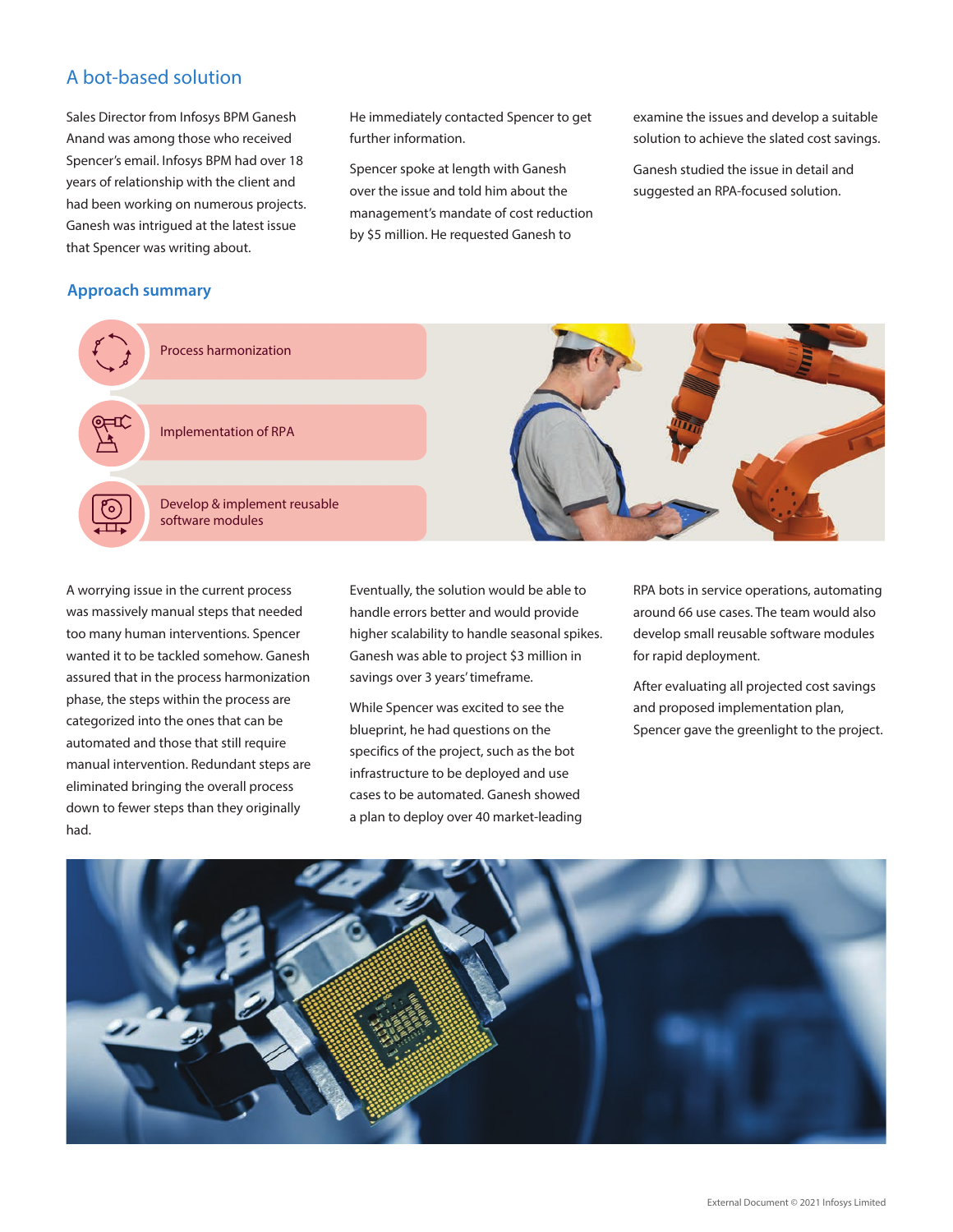## A bot-based solution

Sales Director from Infosys BPM Ganesh Anand was among those who received Spencer's email. Infosys BPM had over 18 years of relationship with the client and had been working on numerous projects. Ganesh was intrigued at the latest issue that Spencer was writing about.

He immediately contacted Spencer to get further information.

Spencer spoke at length with Ganesh over the issue and told him about the management's mandate of cost reduction by $5 million. He requested Ganesh to examine the issues and develop a suitable solution to achieve the slated cost savings.

Ganesh studied the issue in detail and suggested an RPA-focused solution.

### Approach summary

- Process harmonization
- Implementation of RPA
- Develop & implement reusable software modules

A worrying issue in the current process was massively manual steps that needed too many human interventions. Spencer wanted it to be tackled somehow. Ganesh assured that in the process harmonization phase, the steps within the process are categorized into the ones that can be automated and those that still require manual intervention. Redundant steps are eliminated bringing the overall process down to fewer steps than they originally had.

Eventually, the solution would be able to handle errors better and would provide higher scalability to handle seasonal spikes. Ganesh was able to project $3 million in savings over 3 years' timeframe.

While Spencer was excited to see the blueprint, he had questions on the specifics of the project, such as the bot infrastructure to be deployed and use cases to be automated. Ganesh showed a plan to deploy over 40 market-leading RPA bots in service operations, automating around 66 use cases. The team would also develop small reusable software modules for rapid deployment.

After evaluating all projected cost savings and proposed implementation plan, Spencer gave the greenlight to the project.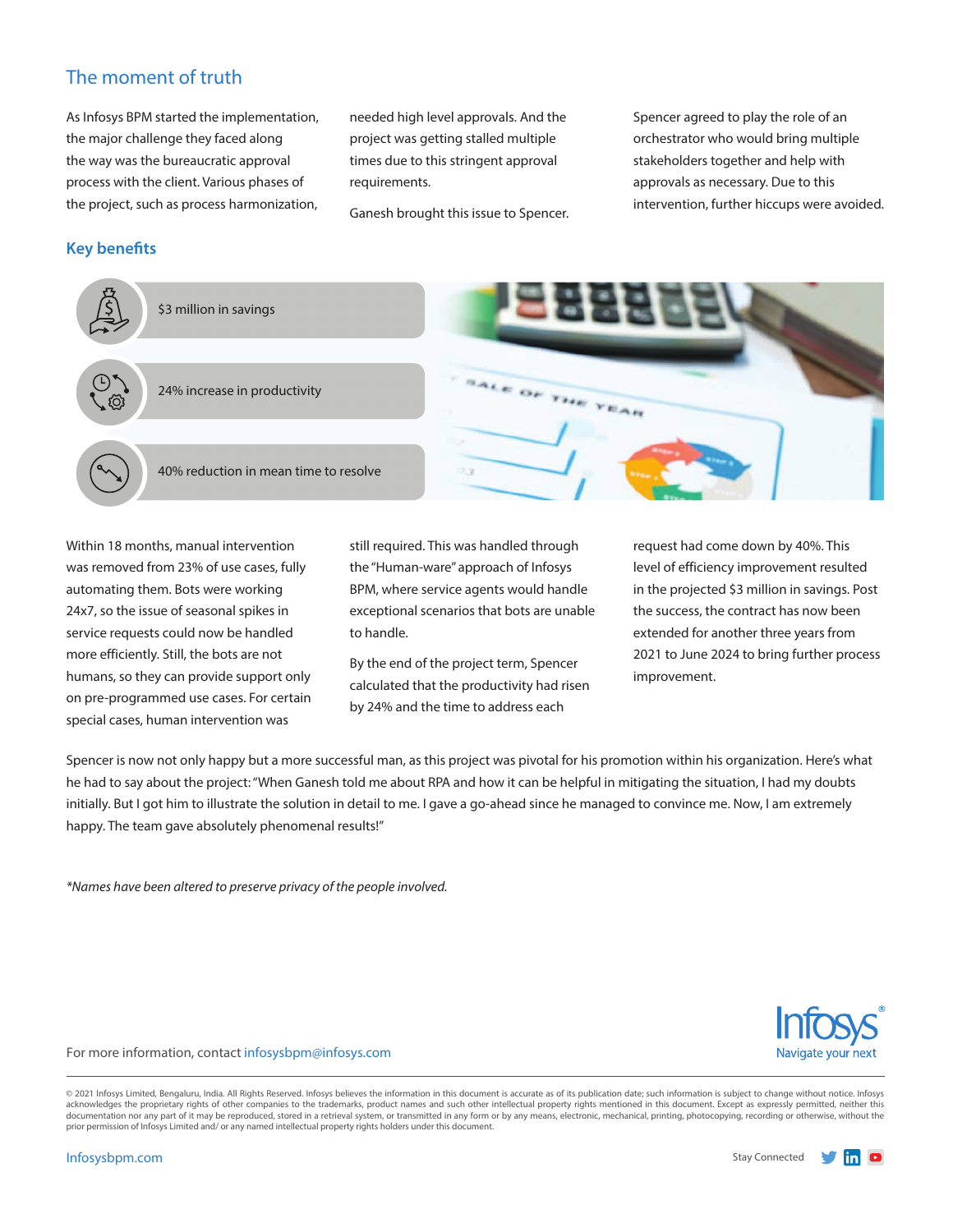## The moment of truth

As Infosys BPM started the implementation, the major challenge they faced along the way was the bureaucratic approval process with the client. Various phases of the project, such as process harmonization, needed high level approvals. And the project was getting stalled multiple times due to this stringent approval requirements.

Ganesh brought this issue to Spencer.

Spencer agreed to play the role of an orchestrator who would bring multiple stakeholders together and help with approvals as necessary. Due to this intervention, further hiccups were avoided.

### Key benefits

- $3 million in savings
- 24% increase in productivity
- 40% reduction in mean time to resolve

Within 18 months, manual intervention was removed from 23% of use cases, fully automating them. Bots were working 24x7, so the issue of seasonal spikes in service requests could now be handled more efficiently. Still, the bots are not humans, so they can provide support only on pre-programmed use cases. For certain special cases, human intervention was still required. This was handled through the "Human-ware" approach of Infosys BPM, where service agents would handle exceptional scenarios that bots are unable to handle.

By the end of the project term, Spencer calculated that the productivity had risen by 24% and the time to address each request had come down by 40%. This level of efficiency improvement resulted in the projected $3 million in savings. Post the success, the contract has now been extended for another three years from 2021 to June 2024 to bring further process improvement.

Spencer is now not only happy but a more successful man, as this project was pivotal for his promotion within his organization. Here's what he had to say about the project: "When Ganesh told me about RPA and how it can be helpful in mitigating the situation, I had my doubts initially. But I got him to illustrate the solution in detail to me. I gave a go-ahead since he managed to convince me. Now, I am extremely happy. The team gave absolutely phenomenal results!"

*\*Names have been altered to preserve privacy of the people involved.*

For more information, contact infosysbpm@infosys.com

Infosys®
Navigate your next

© 2021 Infosys Limited, Bengaluru, India. All Rights Reserved. Infosys believes the information in this document is accurate as of its publication date; such information is subject to change without notice. Infosys acknowledges the proprietary rights of other companies to the trademarks, product names and such other intellectual property rights mentioned in this document. Except as expressly permitted, neither this documentation nor any part of it may be reproduced, stored in a retrieval system, or transmitted in any form or by any means, electronic, mechanical, printing, photocopying, recording or otherwise, without the prior permission of Infosys Limited and/ or any named intellectual property rights holders under this document.

Infosysbpm.com

Stay Connected